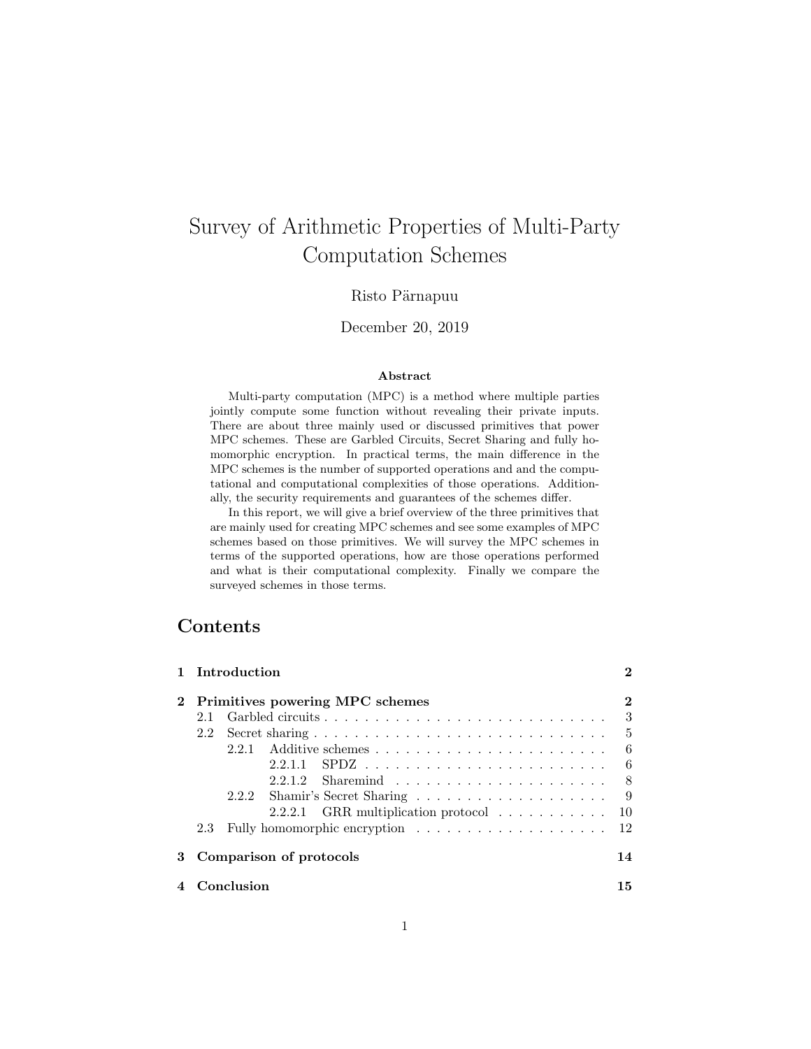# Survey of Arithmetic Properties of Multi-Party Computation Schemes

Risto Pärnapuu

December 20, 2019

**Abstract**

Multi-party computation (MPC) is a method where multiple parties jointly compute some function without revealing their private inputs. There are about three mainly used or discussed primitives that power MPC schemes. These are Garbled Circuits, Secret Sharing and fully homomorphic encryption. In practical terms, the main difference in the MPC schemes is the number of supported operations and and the computational and computational complexities of those operations. Additionally, the security requirements and guarantees of the schemes differ.

In this report, we will give a brief overview of the three primitives that are mainly used for creating MPC schemes and see some examples of MPC schemes based on those primitives. We will survey the MPC schemes in terms of the supported operations, how are those operations performed and what is their computational complexity. Finally we compare the surveyed schemes in those terms.

## Contents

- **1 Introduction** — **2**
- **2 Primitives powering MPC schemes** — **2**
  - 2.1 Garbled circuits — 3
  - 2.2 Secret sharing — 5
    - 2.2.1 Additive schemes — 6
      - 2.2.1.1 SPDZ — 6
      - 2.2.1.2 Sharemind — 8
    - 2.2.2 Shamir's Secret Sharing — 9
      - 2.2.2.1 GRR multiplication protocol — 10
  - 2.3 Fully homomorphic encryption — 12
- **3 Comparison of protocols** — **14**
- **4 Conclusion** — **15**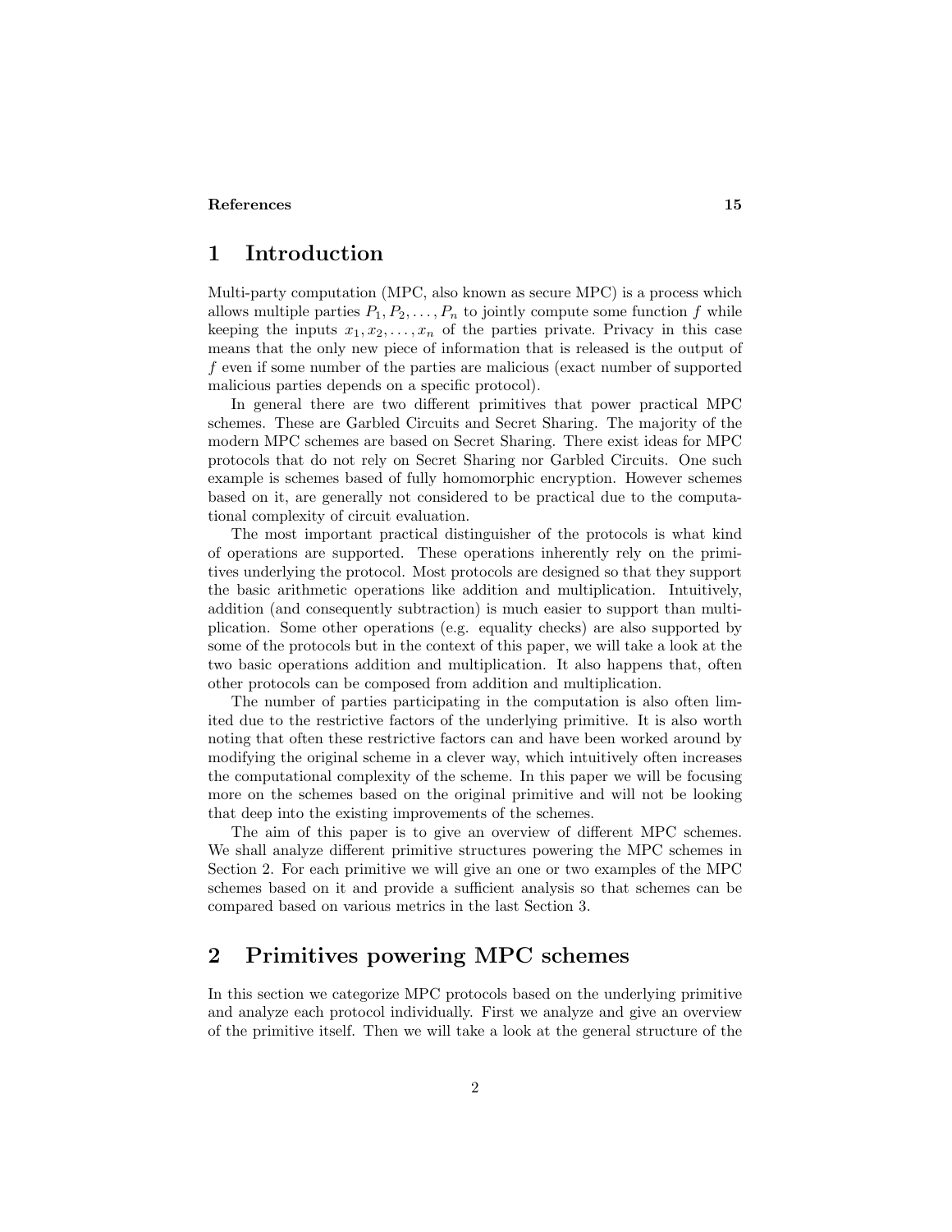References 15

# 1 Introduction

Multi-party computation (MPC, also known as secure MPC) is a process which allows multiple parties $P_1, P_2, \ldots, P_n$ to jointly compute some function $f$ while keeping the inputs $x_1, x_2, \ldots, x_n$ of the parties private. Privacy in this case means that the only new piece of information that is released is the output of $f$ even if some number of the parties are malicious (exact number of supported malicious parties depends on a specific protocol).

In general there are two different primitives that power practical MPC schemes. These are Garbled Circuits and Secret Sharing. The majority of the modern MPC schemes are based on Secret Sharing. There exist ideas for MPC protocols that do not rely on Secret Sharing nor Garbled Circuits. One such example is schemes based of fully homomorphic encryption. However schemes based on it, are generally not considered to be practical due to the computational complexity of circuit evaluation.

The most important practical distinguisher of the protocols is what kind of operations are supported. These operations inherently rely on the primitives underlying the protocol. Most protocols are designed so that they support the basic arithmetic operations like addition and multiplication. Intuitively, addition (and consequently subtraction) is much easier to support than multiplication. Some other operations (e.g. equality checks) are also supported by some of the protocols but in the context of this paper, we will take a look at the two basic operations addition and multiplication. It also happens that, often other protocols can be composed from addition and multiplication.

The number of parties participating in the computation is also often limited due to the restrictive factors of the underlying primitive. It is also worth noting that often these restrictive factors can and have been worked around by modifying the original scheme in a clever way, which intuitively often increases the computational complexity of the scheme. In this paper we will be focusing more on the schemes based on the original primitive and will not be looking that deep into the existing improvements of the schemes.

The aim of this paper is to give an overview of different MPC schemes. We shall analyze different primitive structures powering the MPC schemes in Section 2. For each primitive we will give an one or two examples of the MPC schemes based on it and provide a sufficient analysis so that schemes can be compared based on various metrics in the last Section 3.

# 2 Primitives powering MPC schemes

In this section we categorize MPC protocols based on the underlying primitive and analyze each protocol individually. First we analyze and give an overview of the primitive itself. Then we will take a look at the general structure of the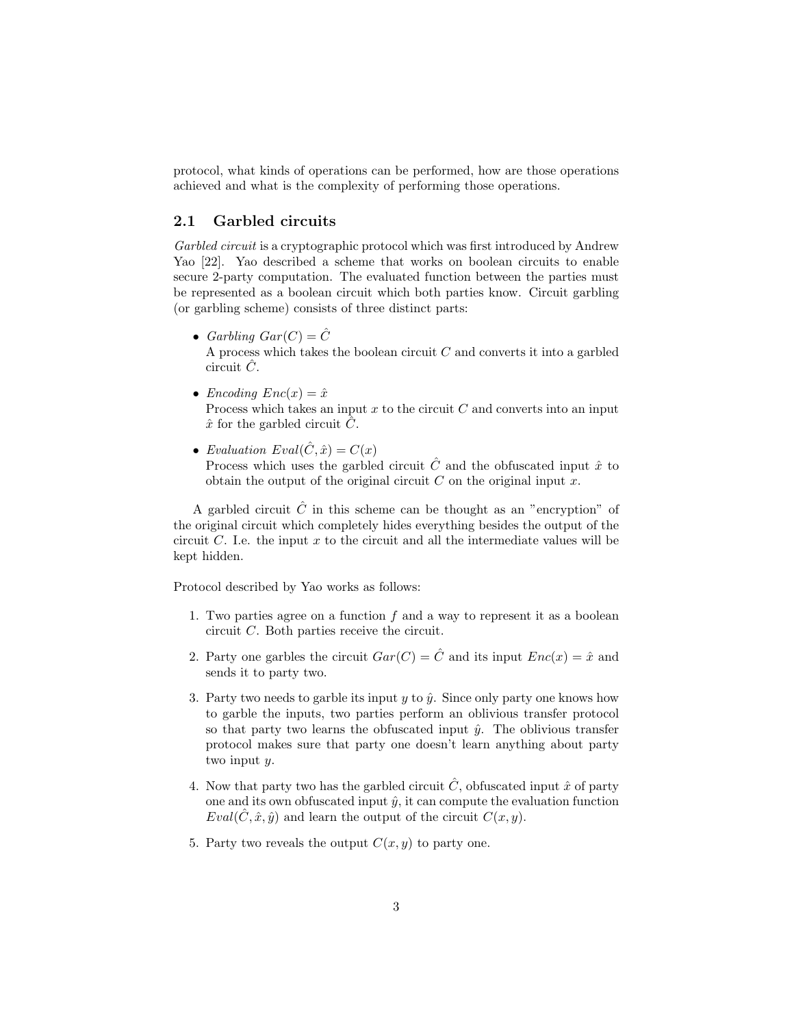protocol, what kinds of operations can be performed, how are those operations achieved and what is the complexity of performing those operations.

## 2.1 Garbled circuits

*Garbled circuit* is a cryptographic protocol which was first introduced by Andrew Yao [22]. Yao described a scheme that works on boolean circuits to enable secure 2-party computation. The evaluated function between the parties must be represented as a boolean circuit which both parties know. Circuit garbling (or garbling scheme) consists of three distinct parts:

- *Garbling* $Gar(C) = \hat{C}$
  A process which takes the boolean circuit $C$ and converts it into a garbled circuit $\hat{C}$.
- *Encoding* $Enc(x) = \hat{x}$
  Process which takes an input $x$ to the circuit $C$ and converts into an input $\hat{x}$ for the garbled circuit $\hat{C}$.
- *Evaluation* $Eval(\hat{C}, \hat{x}) = C(x)$
  Process which uses the garbled circuit $\hat{C}$ and the obfuscated input $\hat{x}$ to obtain the output of the original circuit $C$ on the original input $x$.

A garbled circuit $\hat{C}$ in this scheme can be thought as an "encryption" of the original circuit which completely hides everything besides the output of the circuit $C$. I.e. the input $x$ to the circuit and all the intermediate values will be kept hidden.

Protocol described by Yao works as follows:

1. Two parties agree on a function $f$ and a way to represent it as a boolean circuit $C$. Both parties receive the circuit.
2. Party one garbles the circuit $Gar(C) = \hat{C}$ and its input $Enc(x) = \hat{x}$ and sends it to party two.
3. Party two needs to garble its input $y$ to $\hat{y}$. Since only party one knows how to garble the inputs, two parties perform an oblivious transfer protocol so that party two learns the obfuscated input $\hat{y}$. The oblivious transfer protocol makes sure that party one doesn't learn anything about party two input $y$.
4. Now that party two has the garbled circuit $\hat{C}$, obfuscated input $\hat{x}$ of party one and its own obfuscated input $\hat{y}$, it can compute the evaluation function $Eval(\hat{C}, \hat{x}, \hat{y})$ and learn the output of the circuit $C(x, y)$.
5. Party two reveals the output $C(x, y)$ to party one.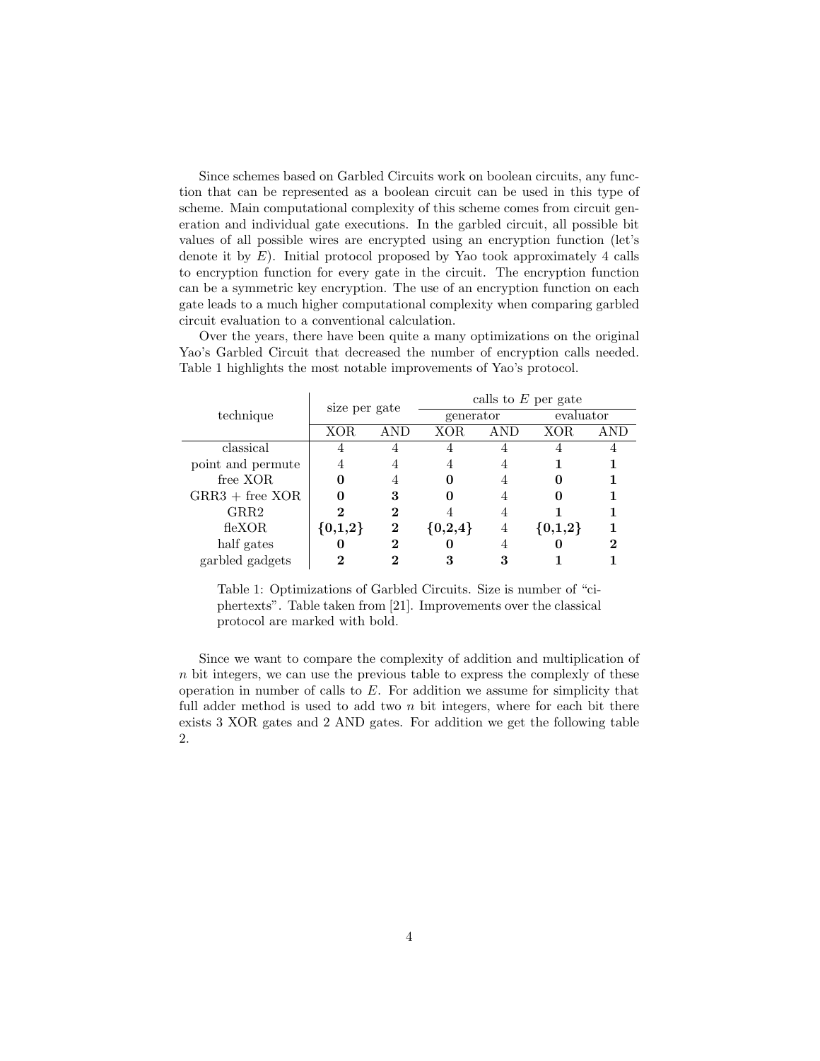Since schemes based on Garbled Circuits work on boolean circuits, any function that can be represented as a boolean circuit can be used in this type of scheme. Main computational complexity of this scheme comes from circuit generation and individual gate executions. In the garbled circuit, all possible bit values of all possible wires are encrypted using an encryption function (let's denote it by $E$). Initial protocol proposed by Yao took approximately 4 calls to encryption function for every gate in the circuit. The encryption function can be a symmetric key encryption. The use of an encryption function on each gate leads to a much higher computational complexity when comparing garbled circuit evaluation to a conventional calculation.

Over the years, there have been quite a many optimizations on the original Yao's Garbled Circuit that decreased the number of encryption calls needed. Table 1 highlights the most notable improvements of Yao's protocol.

| technique | size per gate | | calls to $E$ per gate | | | |
|---|---|---|---|---|---|---|
| | | | generator | | evaluator | |
| | XOR | AND | XOR | AND | XOR | AND |
| classical | 4 | 4 | 4 | 4 | 4 | 4 |
| point and permute | 4 | 4 | 4 | 4 | **1** | **1** |
| free XOR | **0** | 4 | **0** | 4 | **0** | **1** |
| GRR3 + free XOR | **0** | **3** | **0** | 4 | **0** | **1** |
| GRR2 | **2** | **2** | 4 | 4 | **1** | **1** |
| fleXOR | **{0,1,2}** | **2** | **{0,2,4}** | 4 | **{0,1,2}** | **1** |
| half gates | **0** | **2** | **0** | 4 | **0** | **2** |
| garbled gadgets | **2** | **2** | **3** | **3** | **1** | **1** |

Table 1: Optimizations of Garbled Circuits. Size is number of "ciphertexts". Table taken from [21]. Improvements over the classical protocol are marked with bold.

Since we want to compare the complexity of addition and multiplication of $n$ bit integers, we can use the previous table to express the complexly of these operation in number of calls to $E$. For addition we assume for simplicity that full adder method is used to add two $n$ bit integers, where for each bit there exists 3 XOR gates and 2 AND gates. For addition we get the following table 2.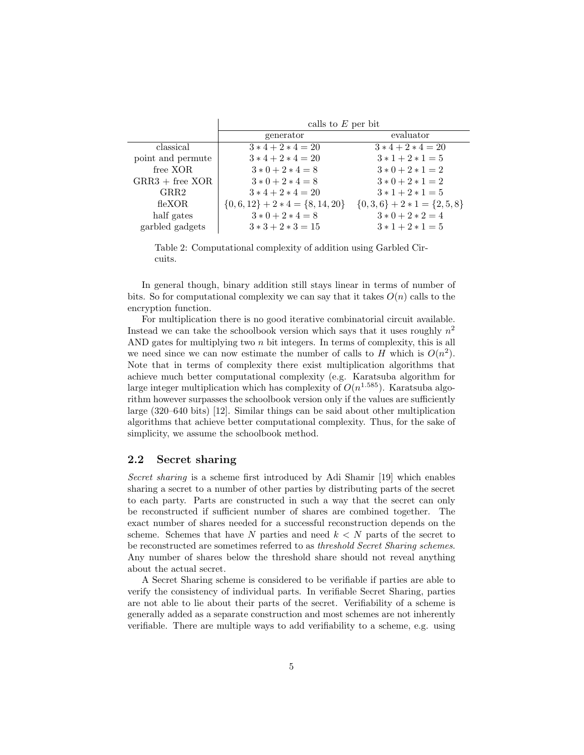| | calls to $E$ per bit | |
|---|---|---|
| | generator | evaluator |
| classical | $3*4+2*4=20$ | $3*4+2*4=20$ |
| point and permute | $3*4+2*4=20$ | $3*1+2*1=5$ |
| free XOR | $3*0+2*4=8$ | $3*0+2*1=2$ |
| GRR3 + free XOR | $3*0+2*4=8$ | $3*0+2*1=2$ |
| GRR2 | $3*4+2*4=20$ | $3*1+2*1=5$ |
| fleXOR | $\{0,6,12\}+2*4=\{8,14,20\}$ | $\{0,3,6\}+2*1=\{2,5,8\}$ |
| half gates | $3*0+2*4=8$ | $3*0+2*2=4$ |
| garbled gadgets | $3*3+2*3=15$ | $3*1+2*1=5$ |

Table 2: Computational complexity of addition using Garbled Circuits.

In general though, binary addition still stays linear in terms of number of bits. So for computational complexity we can say that it takes $O(n)$ calls to the encryption function.

For multiplication there is no good iterative combinatorial circuit available. Instead we can take the schoolbook version which says that it uses roughly $n^2$ AND gates for multiplying two $n$ bit integers. In terms of complexity, this is all we need since we can now estimate the number of calls to $H$ which is $O(n^2)$. Note that in terms of complexity there exist multiplication algorithms that achieve much better computational complexity (e.g. Karatsuba algorithm for large integer multiplication which has complexity of $O(n^{1.585})$. Karatsuba algorithm however surpasses the schoolbook version only if the values are sufficiently large (320–640 bits) [12]. Similar things can be said about other multiplication algorithms that achieve better computational complexity. Thus, for the sake of simplicity, we assume the schoolbook method.

## 2.2 Secret sharing

*Secret sharing* is a scheme first introduced by Adi Shamir [19] which enables sharing a secret to a number of other parties by distributing parts of the secret to each party. Parts are constructed in such a way that the secret can only be reconstructed if sufficient number of shares are combined together. The exact number of shares needed for a successful reconstruction depends on the scheme. Schemes that have $N$ parties and need $k < N$ parts of the secret to be reconstructed are sometimes referred to as *threshold Secret Sharing schemes*. Any number of shares below the threshold share should not reveal anything about the actual secret.

A Secret Sharing scheme is considered to be verifiable if parties are able to verify the consistency of individual parts. In verifiable Secret Sharing, parties are not able to lie about their parts of the secret. Verifiability of a scheme is generally added as a separate construction and most schemes are not inherently verifiable. There are multiple ways to add verifiability to a scheme, e.g. using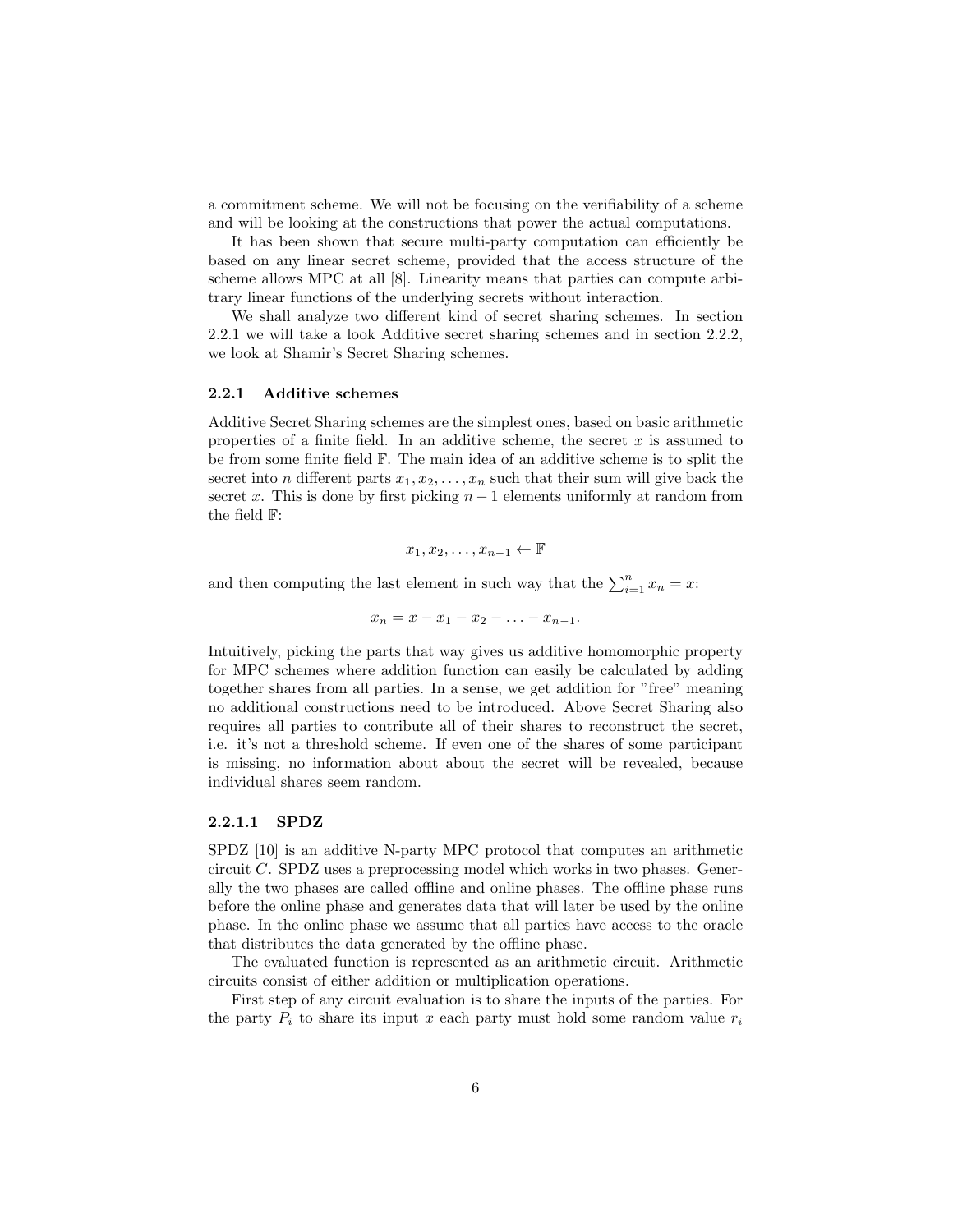a commitment scheme. We will not be focusing on the verifiability of a scheme and will be looking at the constructions that power the actual computations.

It has been shown that secure multi-party computation can efficiently be based on any linear secret scheme, provided that the access structure of the scheme allows MPC at all [8]. Linearity means that parties can compute arbitrary linear functions of the underlying secrets without interaction.

We shall analyze two different kind of secret sharing schemes. In section 2.2.1 we will take a look Additive secret sharing schemes and in section 2.2.2, we look at Shamir's Secret Sharing schemes.

### 2.2.1 Additive schemes

Additive Secret Sharing schemes are the simplest ones, based on basic arithmetic properties of a finite field. In an additive scheme, the secret $x$ is assumed to be from some finite field $\mathbb{F}$. The main idea of an additive scheme is to split the secret into $n$ different parts $x_1, x_2, \ldots, x_n$ such that their sum will give back the secret $x$. This is done by first picking $n-1$ elements uniformly at random from the field $\mathbb{F}$:

$$x_1, x_2, \ldots, x_{n-1} \leftarrow \mathbb{F}$$

and then computing the last element in such way that the $\sum_{i=1}^{n} x_n = x$:

$$x_n = x - x_1 - x_2 - \ldots - x_{n-1}.$$

Intuitively, picking the parts that way gives us additive homomorphic property for MPC schemes where addition function can easily be calculated by adding together shares from all parties. In a sense, we get addition for "free" meaning no additional constructions need to be introduced. Above Secret Sharing also requires all parties to contribute all of their shares to reconstruct the secret, i.e. it's not a threshold scheme. If even one of the shares of some participant is missing, no information about about the secret will be revealed, because individual shares seem random.

#### 2.2.1.1 SPDZ

SPDZ [10] is an additive N-party MPC protocol that computes an arithmetic circuit $C$. SPDZ uses a preprocessing model which works in two phases. Generally the two phases are called offline and online phases. The offline phase runs before the online phase and generates data that will later be used by the online phase. In the online phase we assume that all parties have access to the oracle that distributes the data generated by the offline phase.

The evaluated function is represented as an arithmetic circuit. Arithmetic circuits consist of either addition or multiplication operations.

First step of any circuit evaluation is to share the inputs of the parties. For the party $P_i$ to share its input $x$ each party must hold some random value $r_i$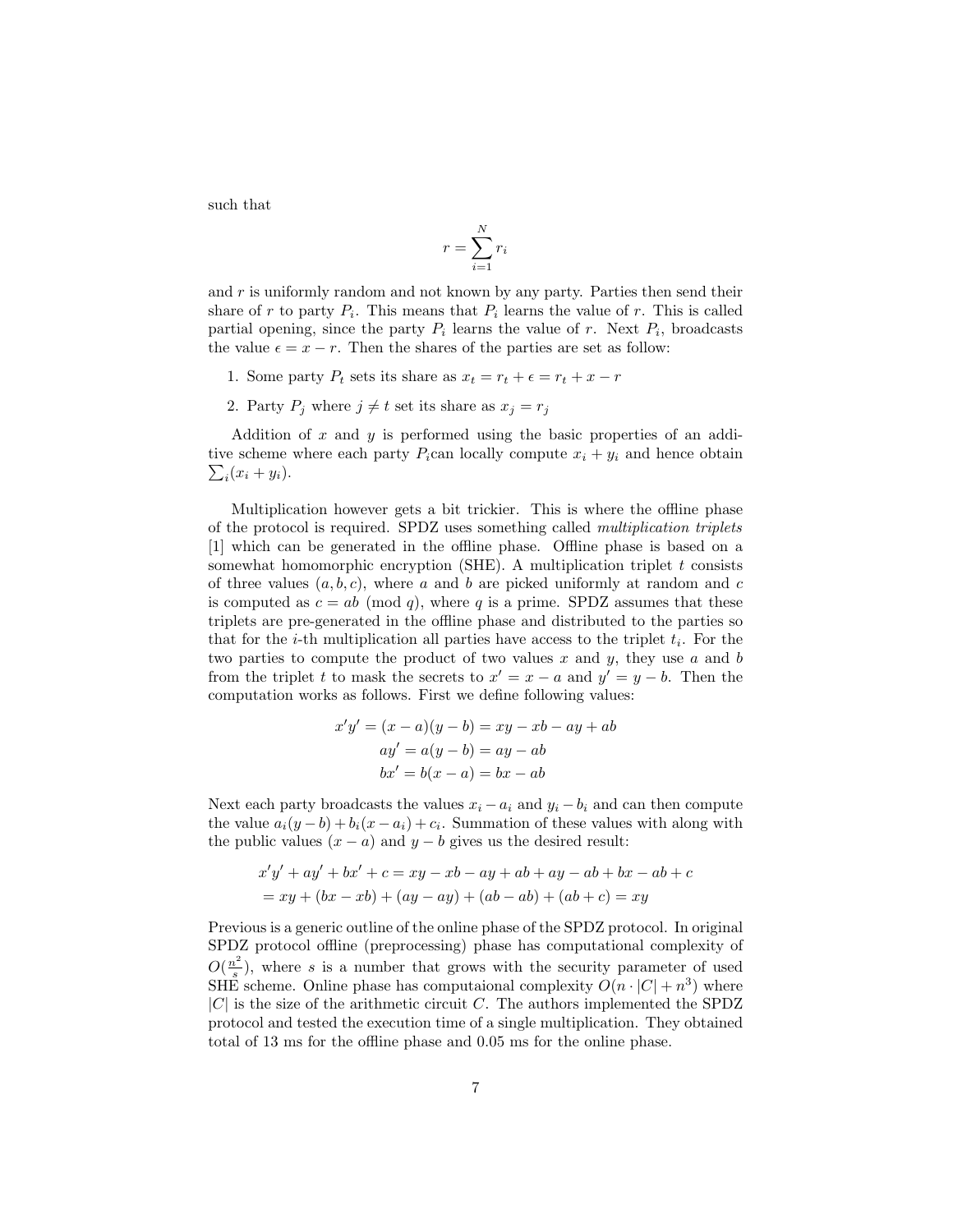such that

$$r = \sum_{i=1}^{N} r_i$$

and $r$ is uniformly random and not known by any party. Parties then send their share of $r$ to party $P_i$. This means that $P_i$ learns the value of $r$. This is called partial opening, since the party $P_i$ learns the value of $r$. Next $P_i$, broadcasts the value $\epsilon = x - r$. Then the shares of the parties are set as follow:

1. Some party $P_t$ sets its share as $x_t = r_t + \epsilon = r_t + x - r$
2. Party $P_j$ where $j \neq t$ set its share as $x_j = r_j$

Addition of $x$ and $y$ is performed using the basic properties of an additive scheme where each party $P_i$can locally compute $x_i + y_i$ and hence obtain $\sum_i (x_i + y_i)$.

Multiplication however gets a bit trickier. This is where the offline phase of the protocol is required. SPDZ uses something called *multiplication triplets* [1] which can be generated in the offline phase. Offline phase is based on a somewhat homomorphic encryption (SHE). A multiplication triplet $t$ consists of three values $(a, b, c)$, where $a$ and $b$ are picked uniformly at random and $c$ is computed as $c = ab \pmod q$, where $q$ is a prime. SPDZ assumes that these triplets are pre-generated in the offline phase and distributed to the parties so that for the $i$-th multiplication all parties have access to the triplet $t_i$. For the two parties to compute the product of two values $x$ and $y$, they use $a$ and $b$ from the triplet $t$ to mask the secrets to $x' = x - a$ and $y' = y - b$. Then the computation works as follows. First we define following values:

$$\begin{aligned}
x'y' &= (x - a)(y - b) = xy - xb - ay + ab \\
ay' &= a(y - b) = ay - ab \\
bx' &= b(x - a) = bx - ab
\end{aligned}$$

Next each party broadcasts the values $x_i - a_i$ and $y_i - b_i$ and can then compute the value $a_i(y - b) + b_i(x - a_i) + c_i$. Summation of these values with along with the public values $(x - a)$ and $y - b$ gives us the desired result:

$$\begin{aligned}
&x'y' + ay' + bx' + c = xy - xb - ay + ab + ay - ab + bx - ab + c \\
&= xy + (bx - xb) + (ay - ay) + (ab - ab) + (ab + c) = xy
\end{aligned}$$

Previous is a generic outline of the online phase of the SPDZ protocol. In original SPDZ protocol offline (preprocessing) phase has computational complexity of $O(\frac{n^2}{s})$, where $s$ is a number that grows with the security parameter of used SHE scheme. Online phase has computaional complexity $O(n \cdot |C| + n^3)$ where $|C|$ is the size of the arithmetic circuit $C$. The authors implemented the SPDZ protocol and tested the execution time of a single multiplication. They obtained total of 13 ms for the offline phase and 0.05 ms for the online phase.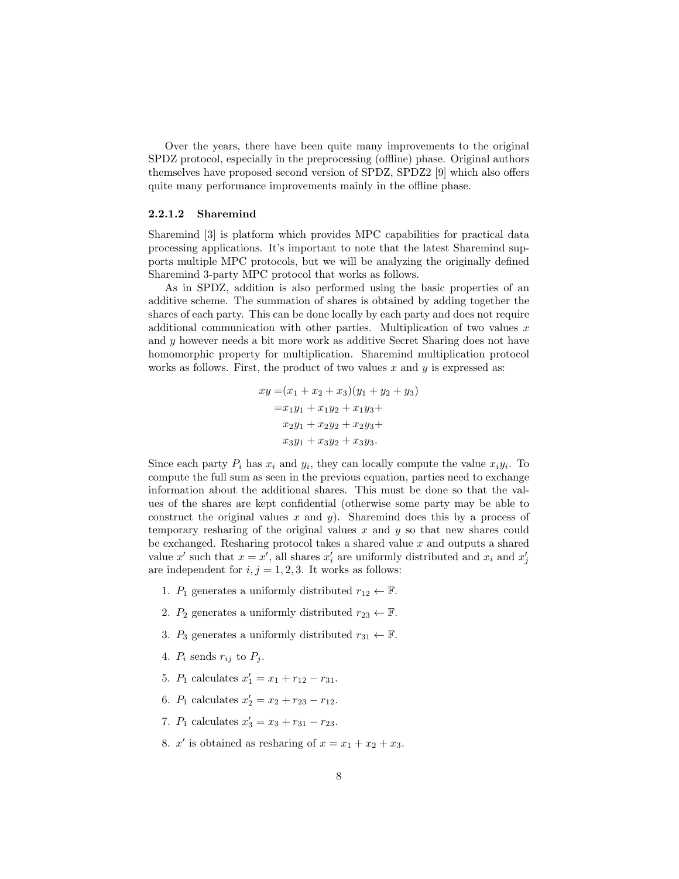Over the years, there have been quite many improvements to the original SPDZ protocol, especially in the preprocessing (offline) phase. Original authors themselves have proposed second version of SPDZ, SPDZ2 [9] which also offers quite many performance improvements mainly in the offline phase.

#### 2.2.1.2 Sharemind

Sharemind [3] is platform which provides MPC capabilities for practical data processing applications. It's important to note that the latest Sharemind supports multiple MPC protocols, but we will be analyzing the originally defined Sharemind 3-party MPC protocol that works as follows.

As in SPDZ, addition is also performed using the basic properties of an additive scheme. The summation of shares is obtained by adding together the shares of each party. This can be done locally by each party and does not require additional communication with other parties. Multiplication of two values $x$ and $y$ however needs a bit more work as additive Secret Sharing does not have homomorphic property for multiplication. Sharemind multiplication protocol works as follows. First, the product of two values $x$ and $y$ is expressed as:

$$
\begin{aligned}
xy =& (x_1 + x_2 + x_3)(y_1 + y_2 + y_3) \\
=& x_1y_1 + x_1y_2 + x_1y_3 + \\
& x_2y_1 + x_2y_2 + x_2y_3 + \\
& x_3y_1 + x_3y_2 + x_3y_3.
\end{aligned}
$$

Since each party $P_i$ has $x_i$ and $y_i$, they can locally compute the value $x_iy_i$. To compute the full sum as seen in the previous equation, parties need to exchange information about the additional shares. This must be done so that the values of the shares are kept confidential (otherwise some party may be able to construct the original values $x$ and $y$). Sharemind does this by a process of temporary resharing of the original values $x$ and $y$ so that new shares could be exchanged. Resharing protocol takes a shared value $x$ and outputs a shared value $x'$ such that $x = x'$, all shares $x'_i$ are uniformly distributed and $x_i$ and $x'_j$ are independent for $i, j = 1, 2, 3$. It works as follows:

1. $P_1$ generates a uniformly distributed $r_{12} \leftarrow \mathbb{F}$.
2. $P_2$ generates a uniformly distributed $r_{23} \leftarrow \mathbb{F}$.
3. $P_3$ generates a uniformly distributed $r_{31} \leftarrow \mathbb{F}$.
4. $P_i$ sends $r_{ij}$ to $P_j$.
5. $P_1$ calculates $x'_1 = x_1 + r_{12} - r_{31}$.
6. $P_1$ calculates $x'_2 = x_2 + r_{23} - r_{12}$.
7. $P_1$ calculates $x'_3 = x_3 + r_{31} - r_{23}$.
8. $x'$ is obtained as resharing of $x = x_1 + x_2 + x_3$.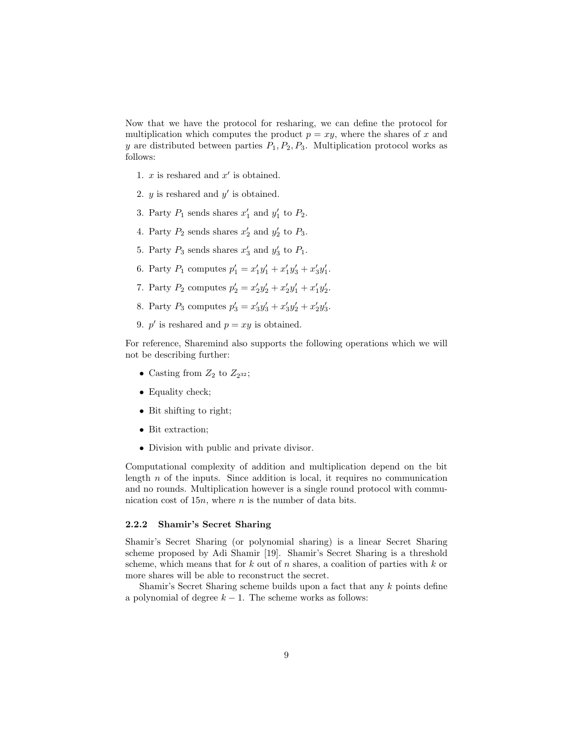Now that we have the protocol for resharing, we can define the protocol for multiplication which computes the product $p = xy$, where the shares of $x$ and $y$ are distributed between parties $P_1, P_2, P_3$. Multiplication protocol works as follows:

1. $x$ is reshared and $x'$ is obtained.
2. $y$ is reshared and $y'$ is obtained.
3. Party $P_1$ sends shares $x'_1$ and $y'_1$ to $P_2$.
4. Party $P_2$ sends shares $x'_2$ and $y'_2$ to $P_3$.
5. Party $P_3$ sends shares $x'_3$ and $y'_3$ to $P_1$.
6. Party $P_1$ computes $p'_1 = x'_1 y'_1 + x'_1 y'_3 + x'_3 y'_1$.
7. Party $P_2$ computes $p'_2 = x'_2 y'_2 + x'_2 y'_1 + x'_1 y'_2$.
8. Party $P_3$ computes $p'_3 = x'_3 y'_3 + x'_3 y'_2 + x'_2 y'_3$.
9. $p'$ is reshared and $p = xy$ is obtained.

For reference, Sharemind also supports the following operations which we will not be describing further:

- Casting from $Z_2$ to $Z_{2^{32}}$;
- Equality check;
- Bit shifting to right;
- Bit extraction;
- Division with public and private divisor.

Computational complexity of addition and multiplication depend on the bit length $n$ of the inputs. Since addition is local, it requires no communication and no rounds. Multiplication however is a single round protocol with communication cost of $15n$, where $n$ is the number of data bits.

### 2.2.2 Shamir's Secret Sharing

Shamir's Secret Sharing (or polynomial sharing) is a linear Secret Sharing scheme proposed by Adi Shamir [19]. Shamir's Secret Sharing is a threshold scheme, which means that for $k$ out of $n$ shares, a coalition of parties with $k$ or more shares will be able to reconstruct the secret.

Shamir's Secret Sharing scheme builds upon a fact that any $k$ points define a polynomial of degree $k - 1$. The scheme works as follows: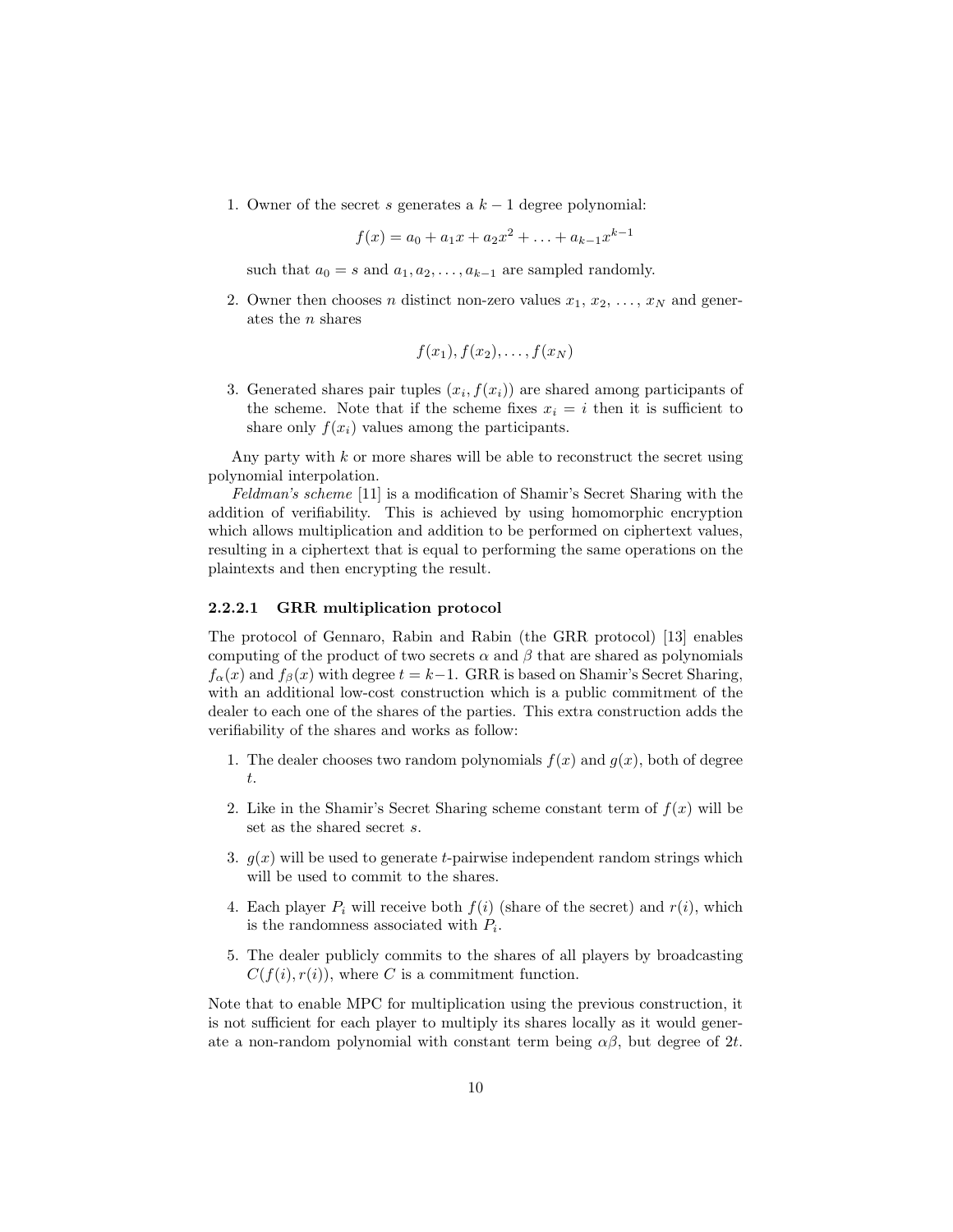1. Owner of the secret $s$ generates a $k-1$ degree polynomial:

$$f(x) = a_0 + a_1 x + a_2 x^2 + \ldots + a_{k-1} x^{k-1}$$

   such that $a_0 = s$ and $a_1, a_2, \ldots, a_{k-1}$ are sampled randomly.

2. Owner then chooses $n$ distinct non-zero values $x_1, x_2, \ldots, x_N$ and generates the $n$ shares

$$f(x_1), f(x_2), \ldots, f(x_N)$$

3. Generated shares pair tuples $(x_i, f(x_i))$ are shared among participants of the scheme. Note that if the scheme fixes $x_i = i$ then it is sufficient to share only $f(x_i)$ values among the participants.

Any party with $k$ or more shares will be able to reconstruct the secret using polynomial interpolation.

*Feldman's scheme* [11] is a modification of Shamir's Secret Sharing with the addition of verifiability. This is achieved by using homomorphic encryption which allows multiplication and addition to be performed on ciphertext values, resulting in a ciphertext that is equal to performing the same operations on the plaintexts and then encrypting the result.

#### 2.2.2.1 GRR multiplication protocol

The protocol of Gennaro, Rabin and Rabin (the GRR protocol) [13] enables computing of the product of two secrets $\alpha$ and $\beta$ that are shared as polynomials $f_\alpha(x)$ and $f_\beta(x)$ with degree $t = k-1$. GRR is based on Shamir's Secret Sharing, with an additional low-cost construction which is a public commitment of the dealer to each one of the shares of the parties. This extra construction adds the verifiability of the shares and works as follow:

1. The dealer chooses two random polynomials $f(x)$ and $g(x)$, both of degree $t$.
2. Like in the Shamir's Secret Sharing scheme constant term of $f(x)$ will be set as the shared secret $s$.
3. $g(x)$ will be used to generate $t$-pairwise independent random strings which will be used to commit to the shares.
4. Each player $P_i$ will receive both $f(i)$ (share of the secret) and $r(i)$, which is the randomness associated with $P_i$.
5. The dealer publicly commits to the shares of all players by broadcasting $C(f(i), r(i))$, where $C$ is a commitment function.

Note that to enable MPC for multiplication using the previous construction, it is not sufficient for each player to multiply its shares locally as it would generate a non-random polynomial with constant term being $\alpha\beta$, but degree of $2t$.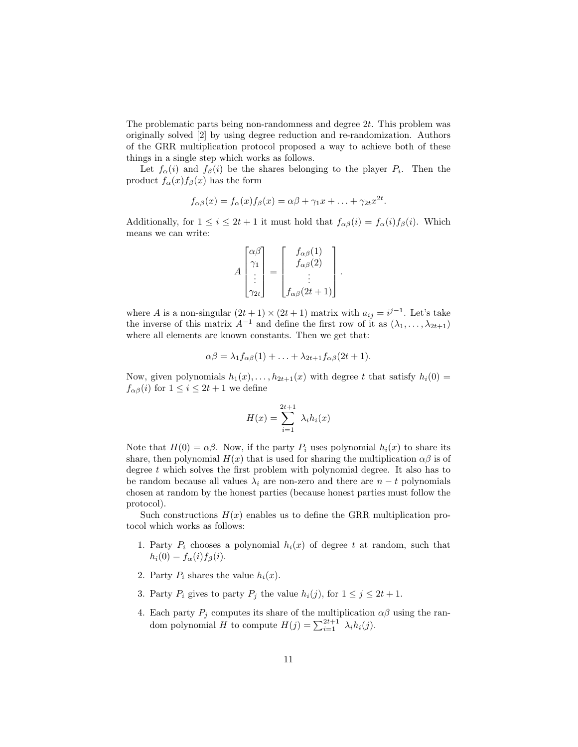The problematic parts being non-randomness and degree $2t$. This problem was originally solved [2] by using degree reduction and re-randomization. Authors of the GRR multiplication protocol proposed a way to achieve both of these things in a single step which works as follows.

Let $f_\alpha(i)$ and $f_\beta(i)$ be the shares belonging to the player $P_i$. Then the product $f_\alpha(x)f_\beta(x)$ has the form

$$f_{\alpha\beta}(x) = f_\alpha(x)f_\beta(x) = \alpha\beta + \gamma_1 x + \ldots + \gamma_{2t}x^{2t}.$$

Additionally, for $1 \leq i \leq 2t+1$ it must hold that $f_{\alpha\beta}(i) = f_\alpha(i)f_\beta(i)$. Which means we can write:

$$A \begin{bmatrix} \alpha\beta \\ \gamma_1 \\ \vdots \\ \gamma_{2t} \end{bmatrix} = \begin{bmatrix} f_{\alpha\beta}(1) \\ f_{\alpha\beta}(2) \\ \vdots \\ f_{\alpha\beta}(2t+1) \end{bmatrix}.$$

where $A$ is a non-singular $(2t+1) \times (2t+1)$ matrix with $a_{ij} = i^{j-1}$. Let's take the inverse of this matrix $A^{-1}$ and define the first row of it as $(\lambda_1, \ldots, \lambda_{2t+1})$ where all elements are known constants. Then we get that:

$$\alpha\beta = \lambda_1 f_{\alpha\beta}(1) + \ldots + \lambda_{2t+1} f_{\alpha\beta}(2t+1).$$

Now, given polynomials $h_1(x), \ldots, h_{2t+1}(x)$ with degree $t$ that satisfy $h_i(0) = f_{\alpha\beta}(i)$ for $1 \leq i \leq 2t+1$ we define

$$H(x) = \sum_{i=1}^{2t+1} \lambda_i h_i(x)$$

Note that $H(0) = \alpha\beta$. Now, if the party $P_i$ uses polynomial $h_i(x)$ to share its share, then polynomial $H(x)$ that is used for sharing the multiplication $\alpha\beta$ is of degree $t$ which solves the first problem with polynomial degree. It also has to be random because all values $\lambda_i$ are non-zero and there are $n-t$ polynomials chosen at random by the honest parties (because honest parties must follow the protocol).

Such constructions $H(x)$ enables us to define the GRR multiplication protocol which works as follows:

1. Party $P_i$ chooses a polynomial $h_i(x)$ of degree $t$ at random, such that $h_i(0) = f_\alpha(i)f_\beta(i)$.
2. Party $P_i$ shares the value $h_i(x)$.
3. Party $P_i$ gives to party $P_j$ the value $h_i(j)$, for $1 \leq j \leq 2t+1$.
4. Each party $P_j$ computes its share of the multiplication $\alpha\beta$ using the random polynomial $H$ to compute $H(j) = \sum_{i=1}^{2t+1} \lambda_i h_i(j)$.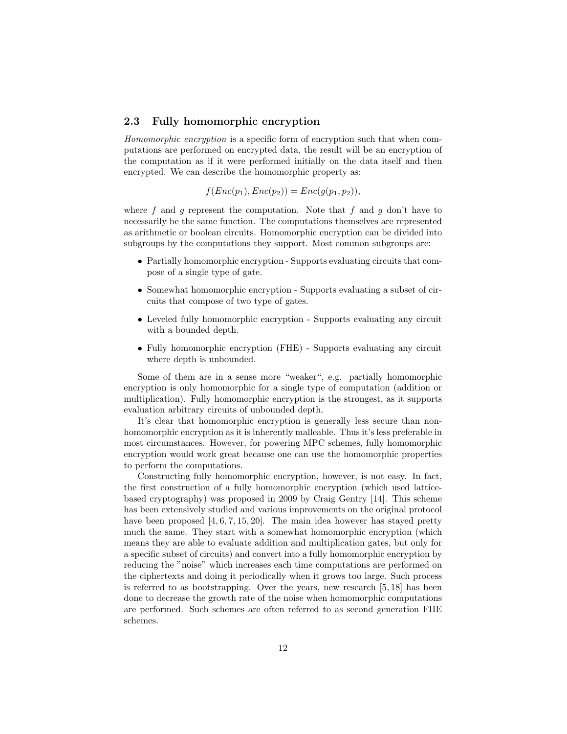### 2.3 Fully homomorphic encryption

*Homomorphic encryption* is a specific form of encryption such that when computations are performed on encrypted data, the result will be an encryption of the computation as if it were performed initially on the data itself and then encrypted. We can describe the homomorphic property as:

$$f(Enc(p_1), Enc(p_2)) = Enc(g(p_1, p_2)),$$

where $f$ and $g$ represent the computation. Note that $f$ and $g$ don't have to necessarily be the same function. The computations themselves are represented as arithmetic or boolean circuits. Homomorphic encryption can be divided into subgroups by the computations they support. Most common subgroups are:

- Partially homomorphic encryption - Supports evaluating circuits that compose of a single type of gate.
- Somewhat homomorphic encryption - Supports evaluating a subset of circuits that compose of two type of gates.
- Leveled fully homomorphic encryption - Supports evaluating any circuit with a bounded depth.
- Fully homomorphic encryption (FHE) - Supports evaluating any circuit where depth is unbounded.

Some of them are in a sense more "weaker", e.g. partially homomorphic encryption is only homomorphic for a single type of computation (addition or multiplication). Fully homomorphic encryption is the strongest, as it supports evaluation arbitrary circuits of unbounded depth.

It's clear that homomorphic encryption is generally less secure than non-homomorphic encryption as it is inherently malleable. Thus it's less preferable in most circumstances. However, for powering MPC schemes, fully homomorphic encryption would work great because one can use the homomorphic properties to perform the computations.

Constructing fully homomorphic encryption, however, is not easy. In fact, the first construction of a fully homomorphic encryption (which used lattice-based cryptography) was proposed in 2009 by Craig Gentry [14]. This scheme has been extensively studied and various improvements on the original protocol have been proposed [4, 6, 7, 15, 20]. The main idea however has stayed pretty much the same. They start with a somewhat homomorphic encryption (which means they are able to evaluate addition and multiplication gates, but only for a specific subset of circuits) and convert into a fully homomorphic encryption by reducing the "noise" which increases each time computations are performed on the ciphertexts and doing it periodically when it grows too large. Such process is referred to as bootstrapping. Over the years, new research [5, 18] has been done to decrease the growth rate of the noise when homomorphic computations are performed. Such schemes are often referred to as second generation FHE schemes.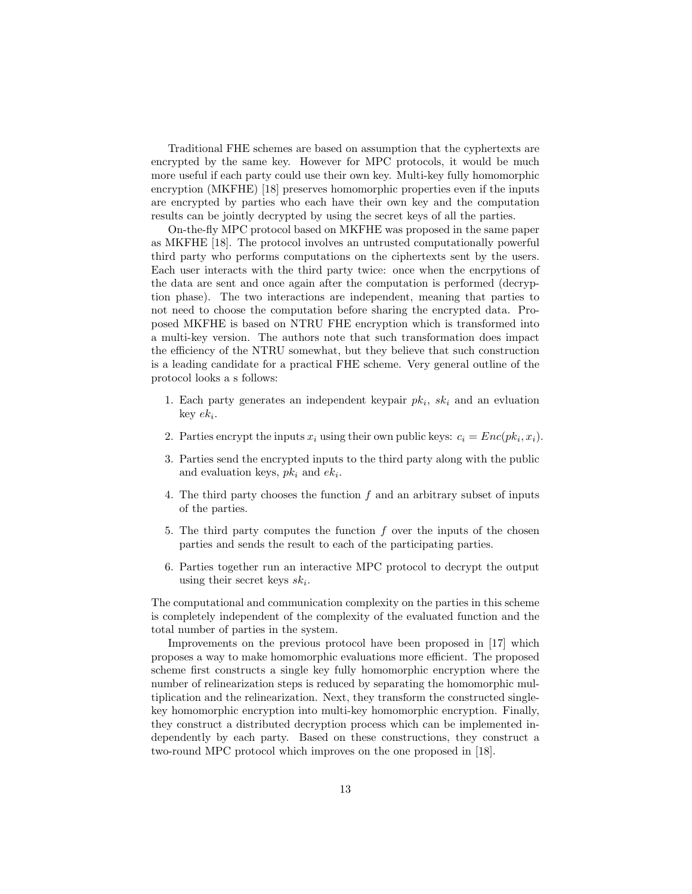Traditional FHE schemes are based on assumption that the cyphertexts are encrypted by the same key. However for MPC protocols, it would be much more useful if each party could use their own key. Multi-key fully homomorphic encryption (MKFHE) [18] preserves homomorphic properties even if the inputs are encrypted by parties who each have their own key and the computation results can be jointly decrypted by using the secret keys of all the parties.

On-the-fly MPC protocol based on MKFHE was proposed in the same paper as MKFHE [18]. The protocol involves an untrusted computationally powerful third party who performs computations on the ciphertexts sent by the users. Each user interacts with the third party twice: once when the encrpytions of the data are sent and once again after the computation is performed (decryption phase). The two interactions are independent, meaning that parties to not need to choose the computation before sharing the encrypted data. Proposed MKFHE is based on NTRU FHE encryption which is transformed into a multi-key version. The authors note that such transformation does impact the efficiency of the NTRU somewhat, but they believe that such construction is a leading candidate for a practical FHE scheme. Very general outline of the protocol looks a s follows:

1. Each party generates an independent keypair $pk_i$, $sk_i$ and an evluation key $ek_i$.
2. Parties encrypt the inputs $x_i$ using their own public keys: $c_i = Enc(pk_i, x_i)$.
3. Parties send the encrypted inputs to the third party along with the public and evaluation keys, $pk_i$ and $ek_i$.
4. The third party chooses the function $f$ and an arbitrary subset of inputs of the parties.
5. The third party computes the function $f$ over the inputs of the chosen parties and sends the result to each of the participating parties.
6. Parties together run an interactive MPC protocol to decrypt the output using their secret keys $sk_i$.

The computational and communication complexity on the parties in this scheme is completely independent of the complexity of the evaluated function and the total number of parties in the system.

Improvements on the previous protocol have been proposed in [17] which proposes a way to make homomorphic evaluations more efficient. The proposed scheme first constructs a single key fully homomorphic encryption where the number of relinearization steps is reduced by separating the homomorphic multiplication and the relinearization. Next, they transform the constructed single-key homomorphic encryption into multi-key homomorphic encryption. Finally, they construct a distributed decryption process which can be implemented independently by each party. Based on these constructions, they construct a two-round MPC protocol which improves on the one proposed in [18].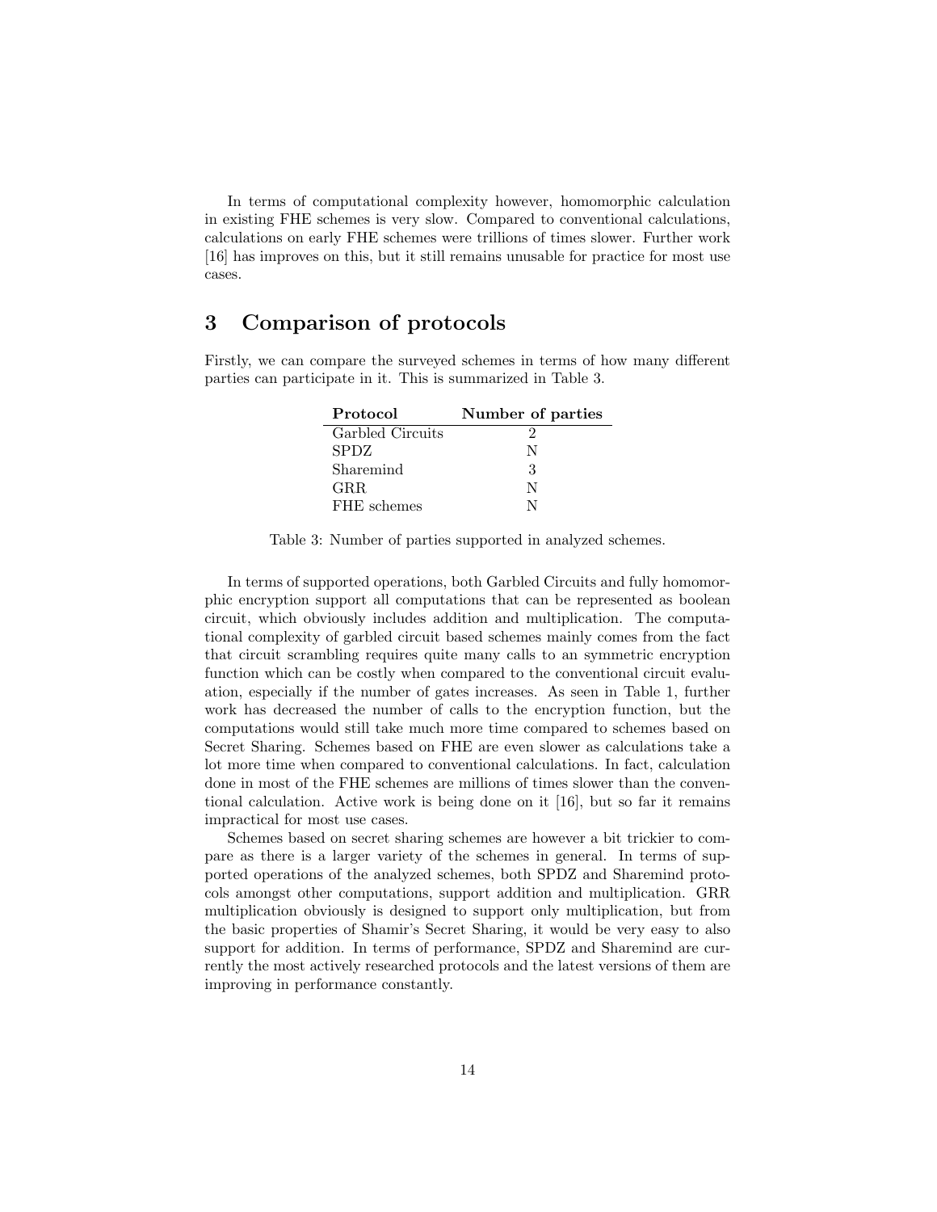In terms of computational complexity however, homomorphic calculation in existing FHE schemes is very slow. Compared to conventional calculations, calculations on early FHE schemes were trillions of times slower. Further work [16] has improves on this, but it still remains unusable for practice for most use cases.

# 3 Comparison of protocols

Firstly, we can compare the surveyed schemes in terms of how many different parties can participate in it. This is summarized in Table 3.

| Protocol | Number of parties |
|---|---|
| Garbled Circuits | 2 |
| SPDZ | N |
| Sharemind | 3 |
| GRR | N |
| FHE schemes | N |

Table 3: Number of parties supported in analyzed schemes.

In terms of supported operations, both Garbled Circuits and fully homomorphic encryption support all computations that can be represented as boolean circuit, which obviously includes addition and multiplication. The computational complexity of garbled circuit based schemes mainly comes from the fact that circuit scrambling requires quite many calls to an symmetric encryption function which can be costly when compared to the conventional circuit evaluation, especially if the number of gates increases. As seen in Table 1, further work has decreased the number of calls to the encryption function, but the computations would still take much more time compared to schemes based on Secret Sharing. Schemes based on FHE are even slower as calculations take a lot more time when compared to conventional calculations. In fact, calculation done in most of the FHE schemes are millions of times slower than the conventional calculation. Active work is being done on it [16], but so far it remains impractical for most use cases.

Schemes based on secret sharing schemes are however a bit trickier to compare as there is a larger variety of the schemes in general. In terms of supported operations of the analyzed schemes, both SPDZ and Sharemind protocols amongst other computations, support addition and multiplication. GRR multiplication obviously is designed to support only multiplication, but from the basic properties of Shamir's Secret Sharing, it would be very easy to also support for addition. In terms of performance, SPDZ and Sharemind are currently the most actively researched protocols and the latest versions of them are improving in performance constantly.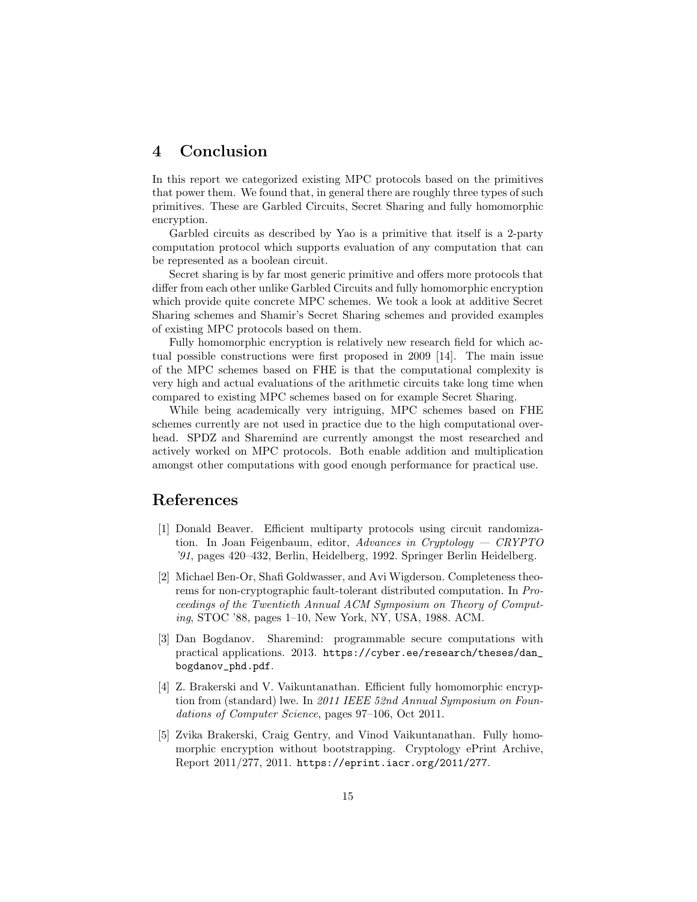# 4 Conclusion

In this report we categorized existing MPC protocols based on the primitives that power them. We found that, in general there are roughly three types of such primitives. These are Garbled Circuits, Secret Sharing and fully homomorphic encryption.

Garbled circuits as described by Yao is a primitive that itself is a 2-party computation protocol which supports evaluation of any computation that can be represented as a boolean circuit.

Secret sharing is by far most generic primitive and offers more protocols that differ from each other unlike Garbled Circuits and fully homomorphic encryption which provide quite concrete MPC schemes. We took a look at additive Secret Sharing schemes and Shamir's Secret Sharing schemes and provided examples of existing MPC protocols based on them.

Fully homomorphic encryption is relatively new research field for which actual possible constructions were first proposed in 2009 [14]. The main issue of the MPC schemes based on FHE is that the computational complexity is very high and actual evaluations of the arithmetic circuits take long time when compared to existing MPC schemes based on for example Secret Sharing.

While being academically very intriguing, MPC schemes based on FHE schemes currently are not used in practice due to the high computational overhead. SPDZ and Sharemind are currently amongst the most researched and actively worked on MPC protocols. Both enable addition and multiplication amongst other computations with good enough performance for practical use.

# References

[1] Donald Beaver. Efficient multiparty protocols using circuit randomization. In Joan Feigenbaum, editor, *Advances in Cryptology — CRYPTO '91*, pages 420–432, Berlin, Heidelberg, 1992. Springer Berlin Heidelberg.

[2] Michael Ben-Or, Shafi Goldwasser, and Avi Wigderson. Completeness theorems for non-cryptographic fault-tolerant distributed computation. In *Proceedings of the Twentieth Annual ACM Symposium on Theory of Computing*, STOC '88, pages 1–10, New York, NY, USA, 1988. ACM.

[3] Dan Bogdanov. Sharemind: programmable secure computations with practical applications. 2013. https://cyber.ee/research/theses/dan_bogdanov_phd.pdf.

[4] Z. Brakerski and V. Vaikuntanathan. Efficient fully homomorphic encryption from (standard) lwe. In *2011 IEEE 52nd Annual Symposium on Foundations of Computer Science*, pages 97–106, Oct 2011.

[5] Zvika Brakerski, Craig Gentry, and Vinod Vaikuntanathan. Fully homomorphic encryption without bootstrapping. Cryptology ePrint Archive, Report 2011/277, 2011. https://eprint.iacr.org/2011/277.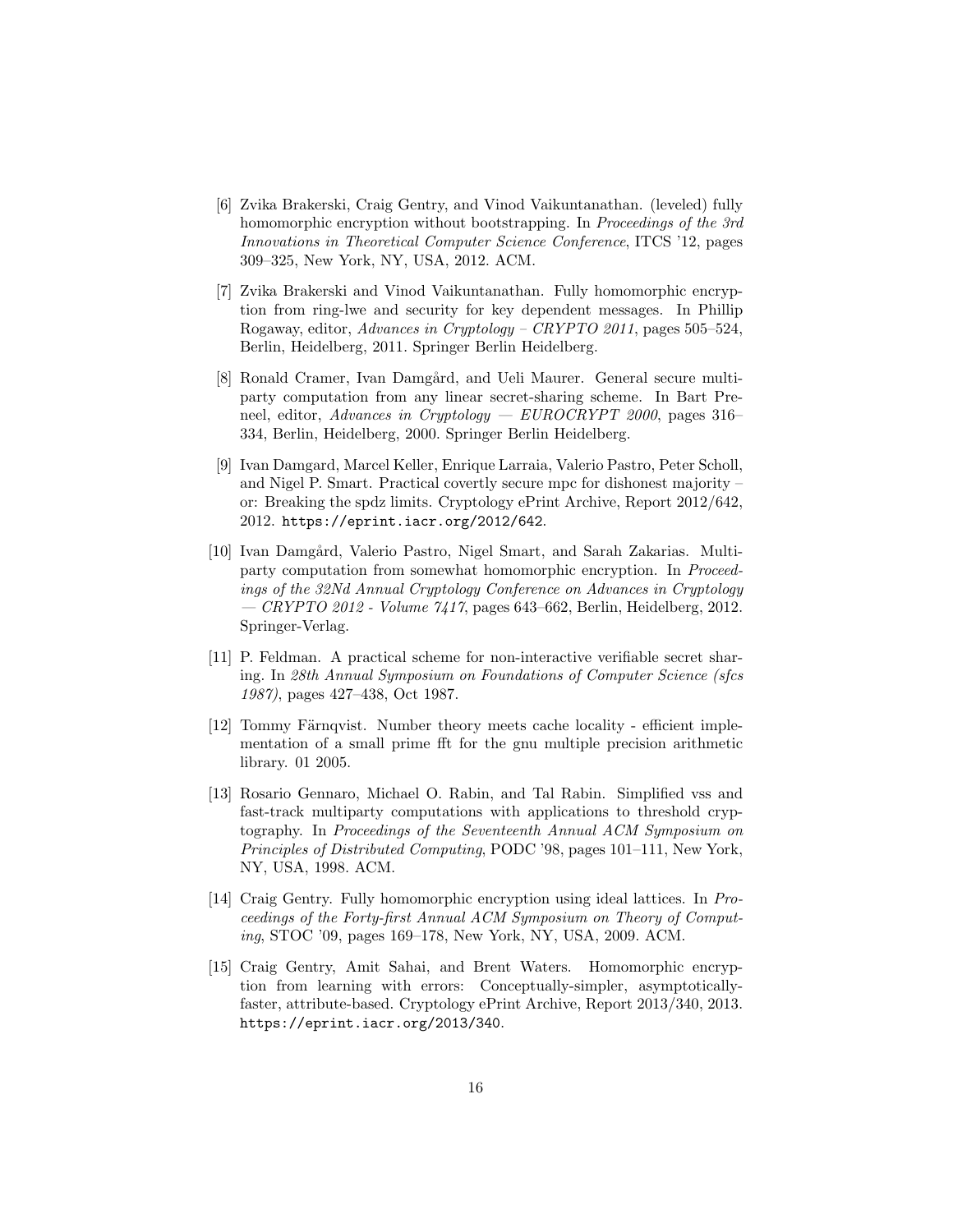[6] Zvika Brakerski, Craig Gentry, and Vinod Vaikuntanathan. (leveled) fully homomorphic encryption without bootstrapping. In *Proceedings of the 3rd Innovations in Theoretical Computer Science Conference*, ITCS '12, pages 309–325, New York, NY, USA, 2012. ACM.

[7] Zvika Brakerski and Vinod Vaikuntanathan. Fully homomorphic encryption from ring-lwe and security for key dependent messages. In Phillip Rogaway, editor, *Advances in Cryptology – CRYPTO 2011*, pages 505–524, Berlin, Heidelberg, 2011. Springer Berlin Heidelberg.

[8] Ronald Cramer, Ivan Damgård, and Ueli Maurer. General secure multi-party computation from any linear secret-sharing scheme. In Bart Preneel, editor, *Advances in Cryptology — EUROCRYPT 2000*, pages 316–334, Berlin, Heidelberg, 2000. Springer Berlin Heidelberg.

[9] Ivan Damgard, Marcel Keller, Enrique Larraia, Valerio Pastro, Peter Scholl, and Nigel P. Smart. Practical covertly secure mpc for dishonest majority – or: Breaking the spdz limits. Cryptology ePrint Archive, Report 2012/642, 2012. `https://eprint.iacr.org/2012/642`.

[10] Ivan Damgård, Valerio Pastro, Nigel Smart, and Sarah Zakarias. Multiparty computation from somewhat homomorphic encryption. In *Proceedings of the 32Nd Annual Cryptology Conference on Advances in Cryptology — CRYPTO 2012 - Volume 7417*, pages 643–662, Berlin, Heidelberg, 2012. Springer-Verlag.

[11] P. Feldman. A practical scheme for non-interactive verifiable secret sharing. In *28th Annual Symposium on Foundations of Computer Science (sfcs 1987)*, pages 427–438, Oct 1987.

[12] Tommy Färnqvist. Number theory meets cache locality - efficient implementation of a small prime fft for the gnu multiple precision arithmetic library. 01 2005.

[13] Rosario Gennaro, Michael O. Rabin, and Tal Rabin. Simplified vss and fast-track multiparty computations with applications to threshold cryptography. In *Proceedings of the Seventeenth Annual ACM Symposium on Principles of Distributed Computing*, PODC '98, pages 101–111, New York, NY, USA, 1998. ACM.

[14] Craig Gentry. Fully homomorphic encryption using ideal lattices. In *Proceedings of the Forty-first Annual ACM Symposium on Theory of Computing*, STOC '09, pages 169–178, New York, NY, USA, 2009. ACM.

[15] Craig Gentry, Amit Sahai, and Brent Waters. Homomorphic encryption from learning with errors: Conceptually-simpler, asymptotically-faster, attribute-based. Cryptology ePrint Archive, Report 2013/340, 2013. `https://eprint.iacr.org/2013/340`.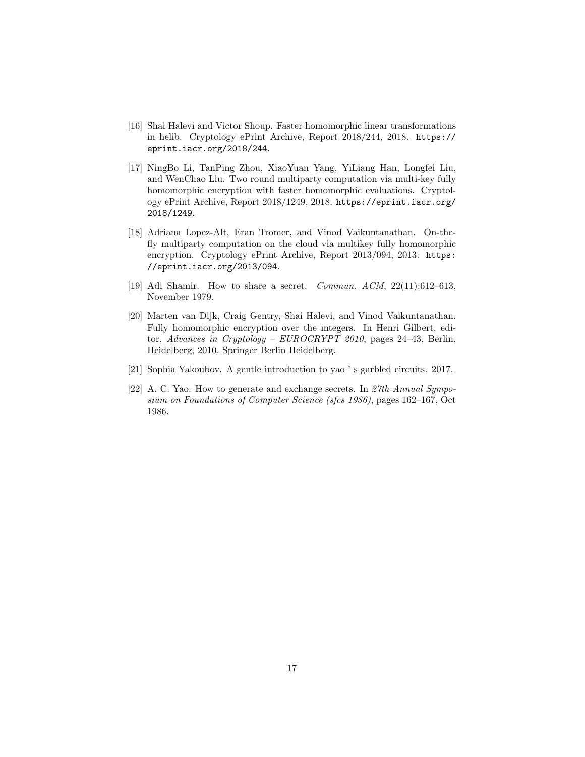[16] Shai Halevi and Victor Shoup. Faster homomorphic linear transformations in helib. Cryptology ePrint Archive, Report 2018/244, 2018. `https://eprint.iacr.org/2018/244`.

[17] NingBo Li, TanPing Zhou, XiaoYuan Yang, YiLiang Han, Longfei Liu, and WenChao Liu. Two round multiparty computation via multi-key fully homomorphic encryption with faster homomorphic evaluations. Cryptology ePrint Archive, Report 2018/1249, 2018. `https://eprint.iacr.org/2018/1249`.

[18] Adriana Lopez-Alt, Eran Tromer, and Vinod Vaikuntanathan. On-the-fly multiparty computation on the cloud via multikey fully homomorphic encryption. Cryptology ePrint Archive, Report 2013/094, 2013. `https://eprint.iacr.org/2013/094`.

[19] Adi Shamir. How to share a secret. *Commun. ACM*, 22(11):612–613, November 1979.

[20] Marten van Dijk, Craig Gentry, Shai Halevi, and Vinod Vaikuntanathan. Fully homomorphic encryption over the integers. In Henri Gilbert, editor, *Advances in Cryptology – EUROCRYPT 2010*, pages 24–43, Berlin, Heidelberg, 2010. Springer Berlin Heidelberg.

[21] Sophia Yakoubov. A gentle introduction to yao ' s garbled circuits. 2017.

[22] A. C. Yao. How to generate and exchange secrets. In *27th Annual Symposium on Foundations of Computer Science (sfcs 1986)*, pages 162–167, Oct 1986.